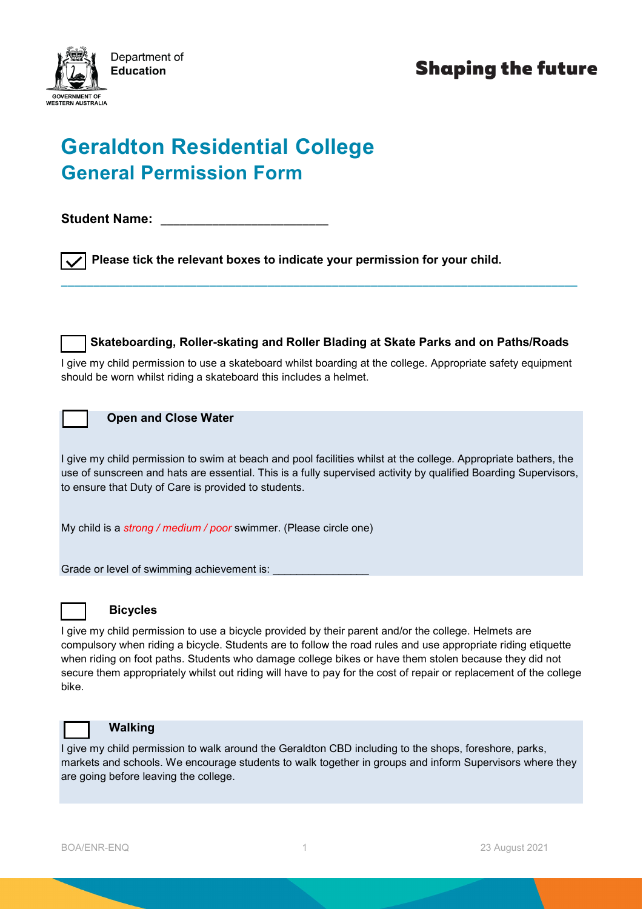Department of Education

**Shaping the future**

# Geraldton Residential College
## General Permission Form

**Student Name:** ________________________

☑ **Please tick the relevant boxes to indicate your permission for your child.**

---

☐ **Skateboarding, Roller-skating and Roller Blading at Skate Parks and on Paths/Roads**

I give my child permission to use a skateboard whilst boarding at the college. Appropriate safety equipment should be worn whilst riding a skateboard this includes a helmet.

☐ **Open and Close Water**

I give my child permission to swim at beach and pool facilities whilst at the college. Appropriate bathers, the use of sunscreen and hats are essential. This is a fully supervised activity by qualified Boarding Supervisors, to ensure that Duty of Care is provided to students.

My child is a *strong / medium / poor* swimmer. (Please circle one)

Grade or level of swimming achievement is: ________________

☐ **Bicycles**

I give my child permission to use a bicycle provided by their parent and/or the college. Helmets are compulsory when riding a bicycle. Students are to follow the road rules and use appropriate riding etiquette when riding on foot paths. Students who damage college bikes or have them stolen because they did not secure them appropriately whilst out riding will have to pay for the cost of repair or replacement of the college bike.

☐ **Walking**

I give my child permission to walk around the Geraldton CBD including to the shops, foreshore, parks, markets and schools. We encourage students to walk together in groups and inform Supervisors where they are going before leaving the college.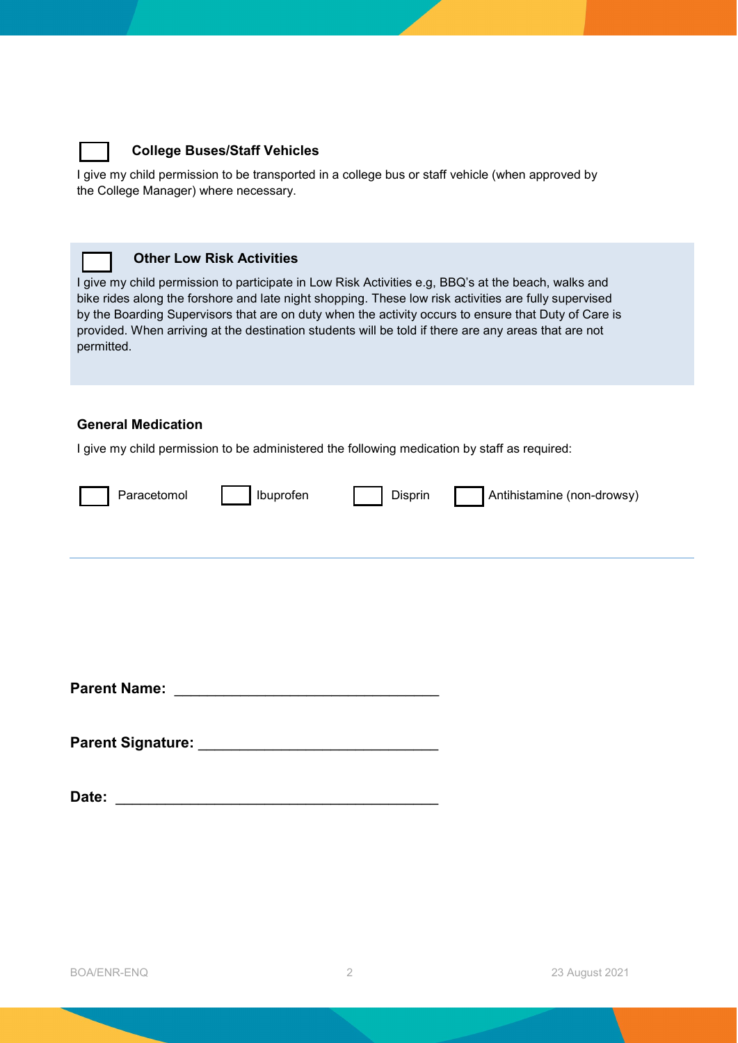☐ **College Buses/Staff Vehicles**

I give my child permission to be transported in a college bus or staff vehicle (when approved by the College Manager) where necessary.

☐ **Other Low Risk Activities**

I give my child permission to participate in Low Risk Activities e.g, BBQ's at the beach, walks and bike rides along the forshore and late night shopping. These low risk activities are fully supervised by the Boarding Supervisors that are on duty when the activity occurs to ensure that Duty of Care is provided. When arriving at the destination students will be told if there are any areas that are not permitted.

**General Medication**

I give my child permission to be administered the following medication by staff as required:

☐ Paracetomol ☐ Ibuprofen ☐ Disprin ☐ Antihistamine (non-drowsy)

---

**Parent Name:** ________________________________

**Parent Signature:** ____________________________

**Date:** ______________________________________